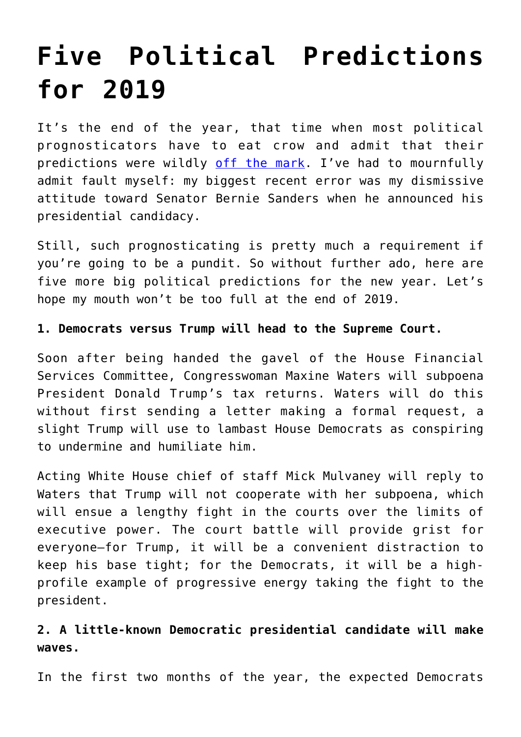# Five Political Predictions for 2019

It's the end of the year, that time when most political prognosticators have to eat crow and admit that their predictions were wildly [off the mark](). I've had to mournfully admit fault myself: my biggest recent error was my dismissive attitude toward Senator Bernie Sanders when he announced his presidential candidacy.

Still, such prognosticating is pretty much a requirement if you're going to be a pundit. So without further ado, here are five more big political predictions for the new year. Let's hope my mouth won't be too full at the end of 2019.

**1. Democrats versus Trump will head to the Supreme Court.**

Soon after being handed the gavel of the House Financial Services Committee, Congresswoman Maxine Waters will subpoena President Donald Trump's tax returns. Waters will do this without first sending a letter making a formal request, a slight Trump will use to lambast House Democrats as conspiring to undermine and humiliate him.

Acting White House chief of staff Mick Mulvaney will reply to Waters that Trump will not cooperate with her subpoena, which will ensue a lengthy fight in the courts over the limits of executive power. The court battle will provide grist for everyone—for Trump, it will be a convenient distraction to keep his base tight; for the Democrats, it will be a high-profile example of progressive energy taking the fight to the president.

**2. A little-known Democratic presidential candidate will make waves.**

In the first two months of the year, the expected Democrats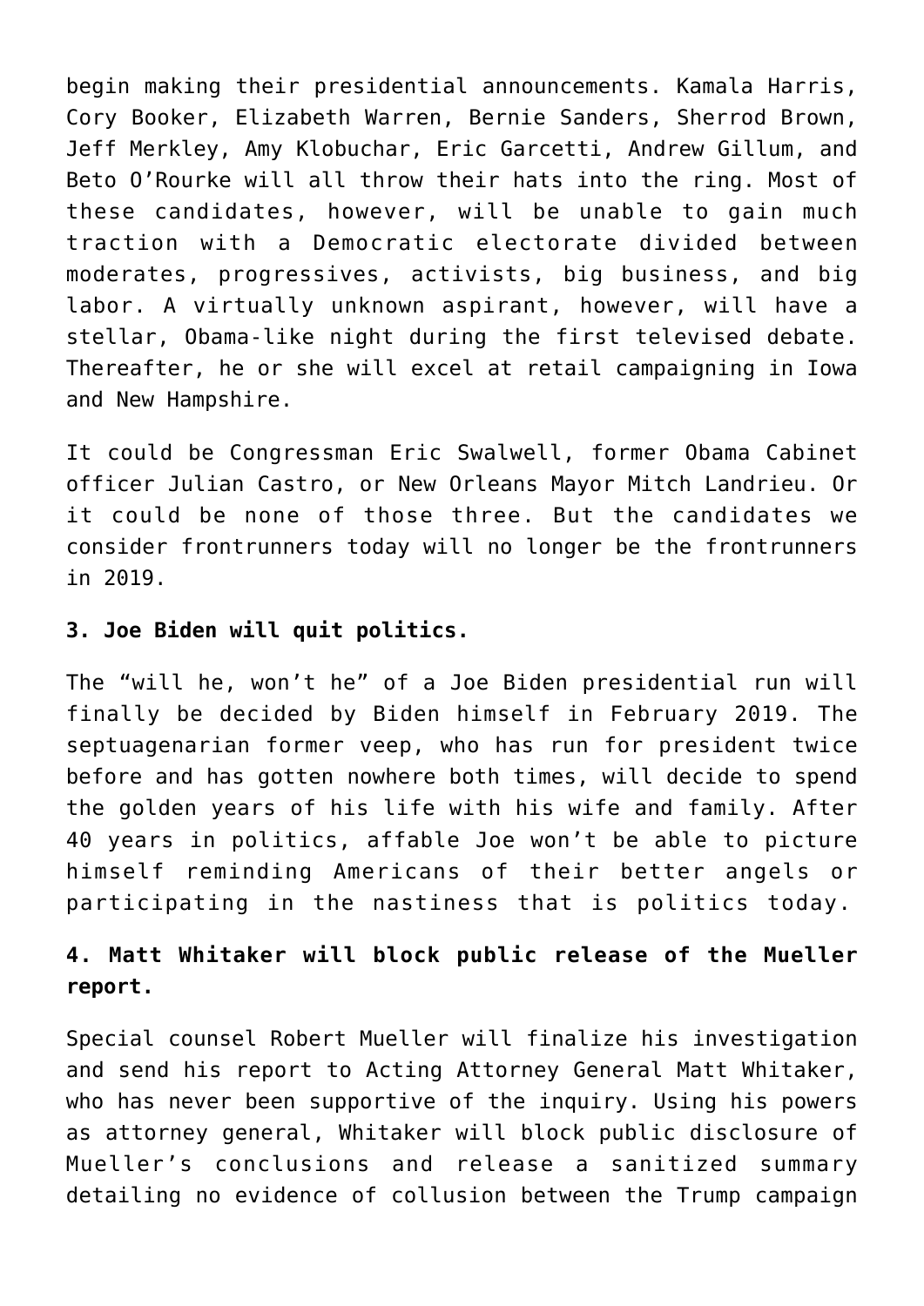begin making their presidential announcements. Kamala Harris, Cory Booker, Elizabeth Warren, Bernie Sanders, Sherrod Brown, Jeff Merkley, Amy Klobuchar, Eric Garcetti, Andrew Gillum, and Beto O'Rourke will all throw their hats into the ring. Most of these candidates, however, will be unable to gain much traction with a Democratic electorate divided between moderates, progressives, activists, big business, and big labor. A virtually unknown aspirant, however, will have a stellar, Obama-like night during the first televised debate. Thereafter, he or she will excel at retail campaigning in Iowa and New Hampshire.

It could be Congressman Eric Swalwell, former Obama Cabinet officer Julian Castro, or New Orleans Mayor Mitch Landrieu. Or it could be none of those three. But the candidates we consider frontrunners today will no longer be the frontrunners in 2019.

**3. Joe Biden will quit politics.**

The "will he, won't he" of a Joe Biden presidential run will finally be decided by Biden himself in February 2019. The septuagenarian former veep, who has run for president twice before and has gotten nowhere both times, will decide to spend the golden years of his life with his wife and family. After 40 years in politics, affable Joe won't be able to picture himself reminding Americans of their better angels or participating in the nastiness that is politics today.

**4. Matt Whitaker will block public release of the Mueller report.**

Special counsel Robert Mueller will finalize his investigation and send his report to Acting Attorney General Matt Whitaker, who has never been supportive of the inquiry. Using his powers as attorney general, Whitaker will block public disclosure of Mueller's conclusions and release a sanitized summary detailing no evidence of collusion between the Trump campaign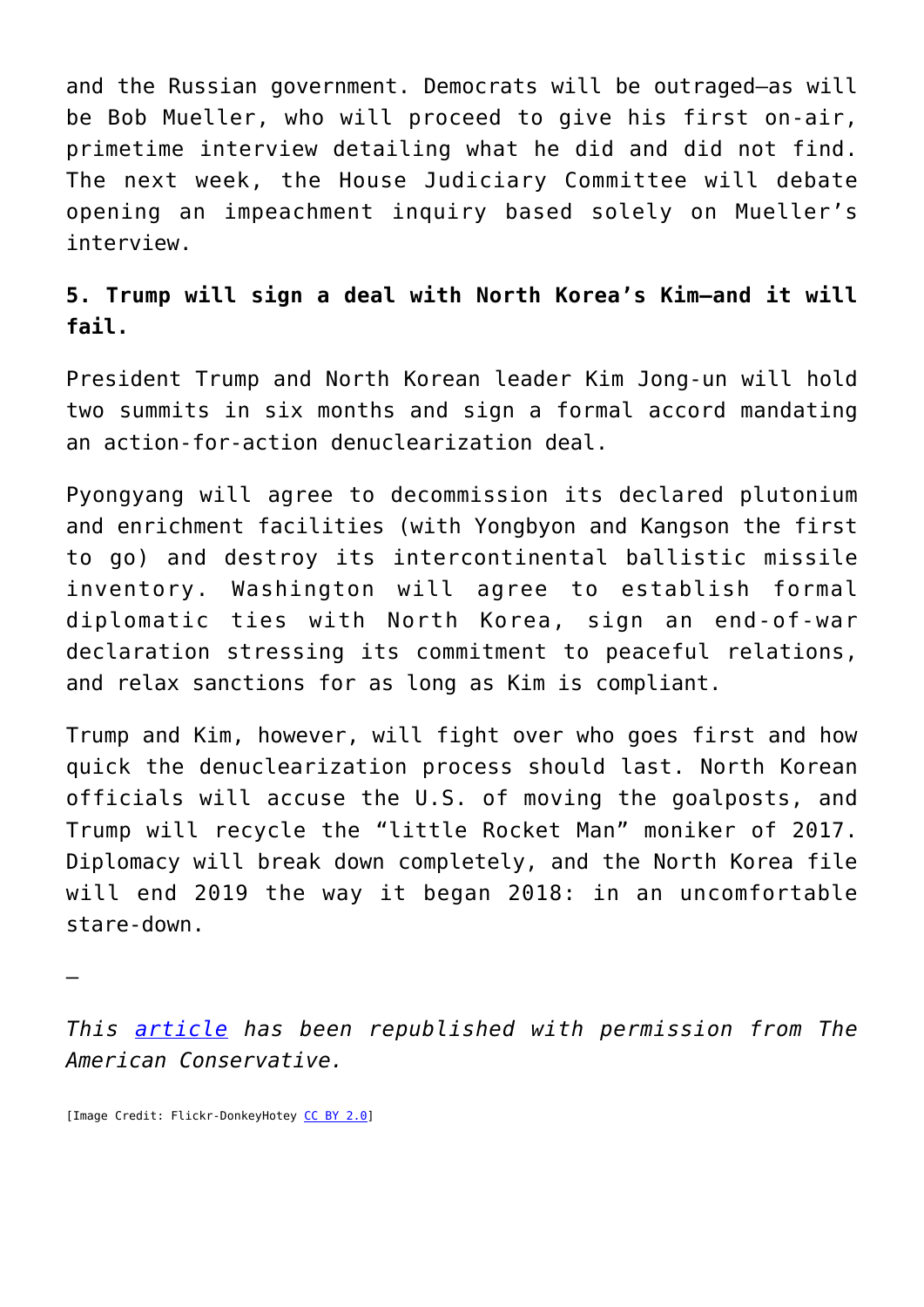and the Russian government. Democrats will be outraged—as will be Bob Mueller, who will proceed to give his first on-air, primetime interview detailing what he did and did not find. The next week, the House Judiciary Committee will debate opening an impeachment inquiry based solely on Mueller's interview.

**5. Trump will sign a deal with North Korea's Kim—and it will fail.**

President Trump and North Korean leader Kim Jong-un will hold two summits in six months and sign a formal accord mandating an action-for-action denuclearization deal.

Pyongyang will agree to decommission its declared plutonium and enrichment facilities (with Yongbyon and Kangson the first to go) and destroy its intercontinental ballistic missile inventory. Washington will agree to establish formal diplomatic ties with North Korea, sign an end-of-war declaration stressing its commitment to peaceful relations, and relax sanctions for as long as Kim is compliant.

Trump and Kim, however, will fight over who goes first and how quick the denuclearization process should last. North Korean officials will accuse the U.S. of moving the goalposts, and Trump will recycle the "little Rocket Man" moniker of 2017. Diplomacy will break down completely, and the North Korea file will end 2019 the way it began 2018: in an uncomfortable stare-down.

—

*This article has been republished with permission from The American Conservative.*

[Image Credit: Flickr-DonkeyHotey CC BY 2.0]